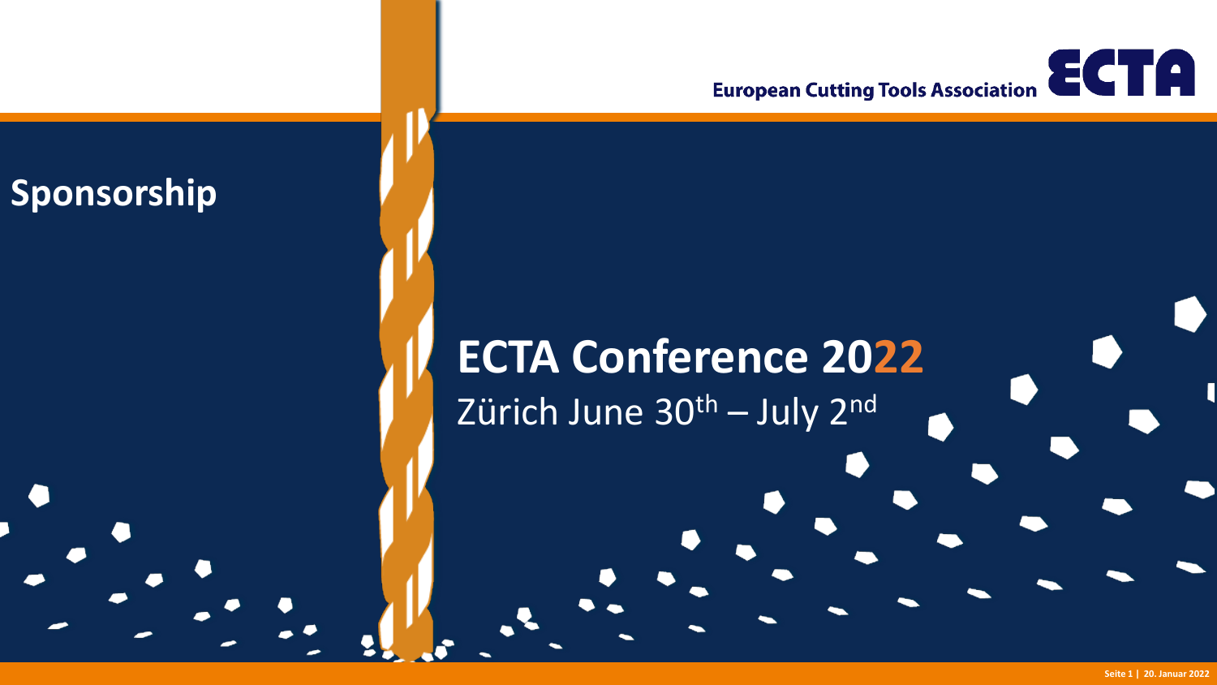European Cutting Tools Association ECTA

## Sponsorship

# ECTA Conference 2022

Zürich June 30th – July 2nd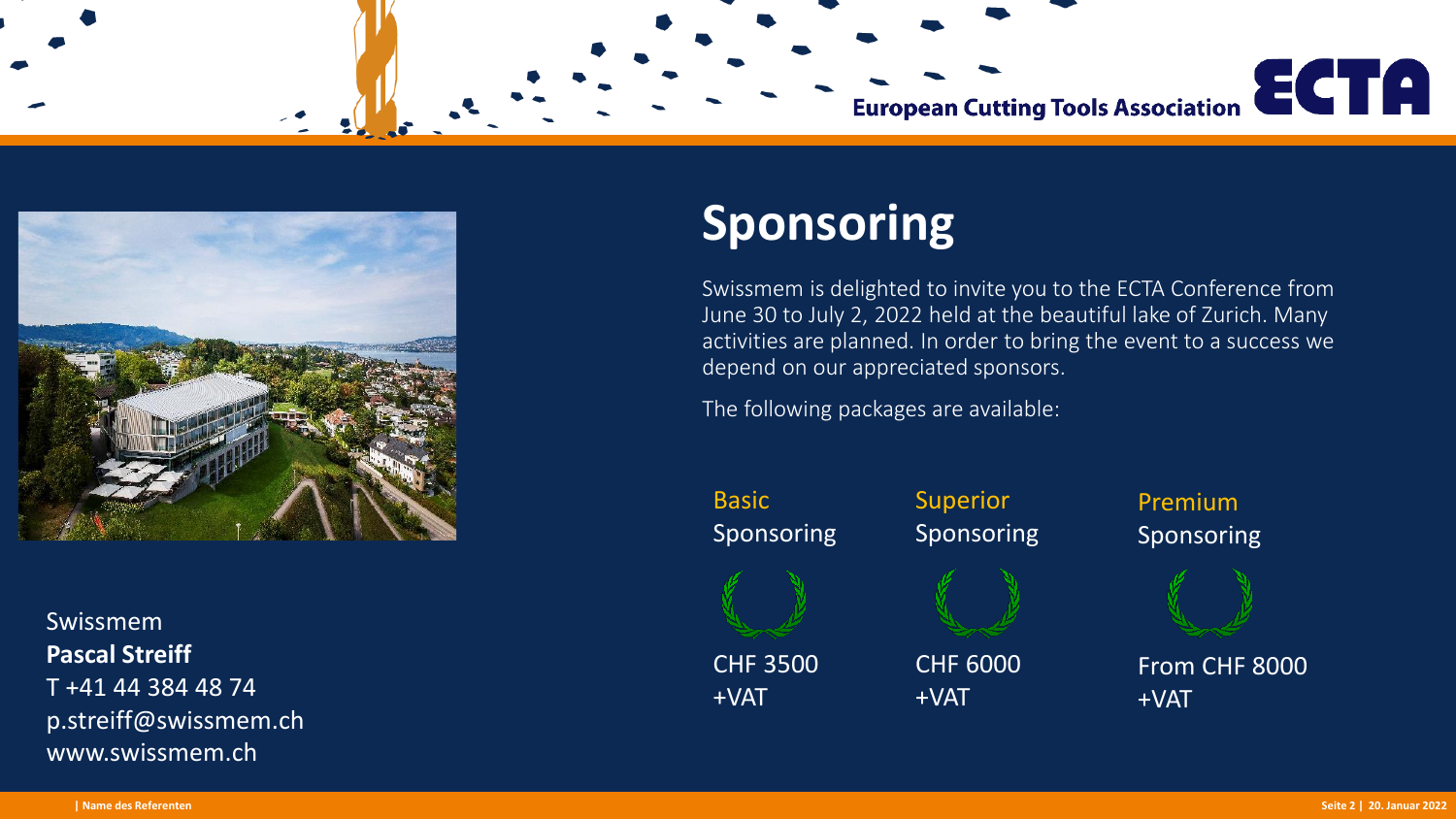# Sponsoring

Swissmem is delighted to invite you to the ECTA Conference from June 30 to July 2, 2022 held at the beautiful lake of Zurich. Many activities are planned. In order to bring the event to a success we depend on our appreciated sponsors.

The following packages are available:

| Basic Sponsoring | Superior Sponsoring | Premium Sponsoring |
|---|---|---|
| CHF 3500 +VAT | CHF 6000 +VAT | From CHF 8000 +VAT |

Swissmem
**Pascal Streiff**
T +41 44 384 48 74
p.streiff@swissmem.ch
www.swissmem.ch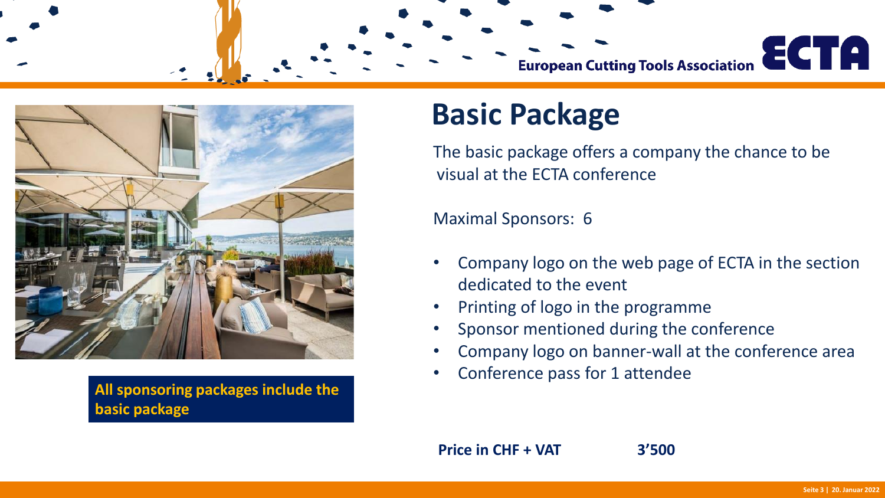# Basic Package

The basic package offers a company the chance to be visual at the ECTA conference

Maximal Sponsors: 6

- Company logo on the web page of ECTA in the section dedicated to the event
- Printing of logo in the programme
- Sponsor mentioned during the conference
- Company logo on banner-wall at the conference area
- Conference pass for 1 attendee

**All sponsoring packages include the basic package**

| **Price in CHF + VAT** | **3'500** |
| --- | --- |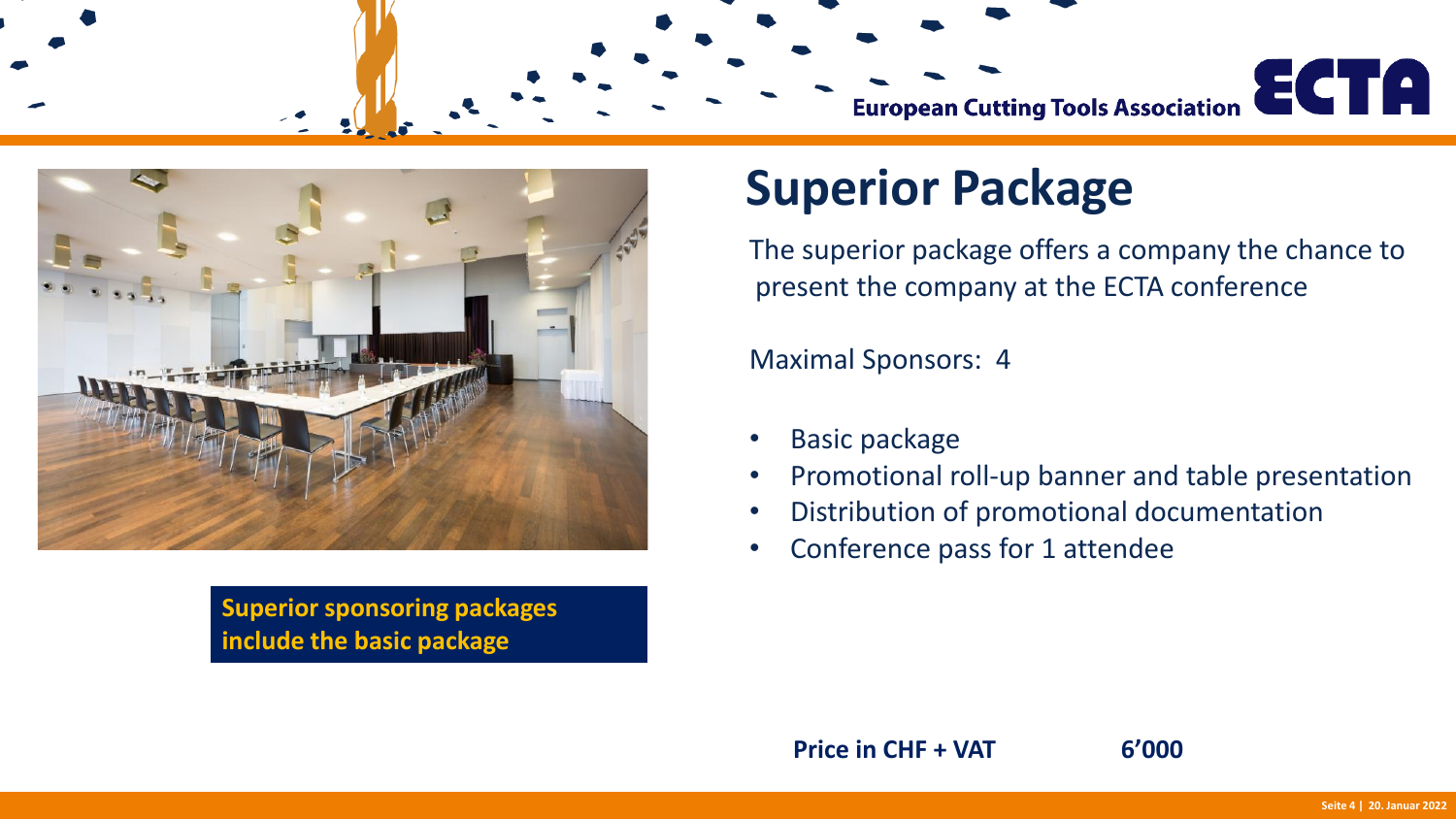# Superior Package

The superior package offers a company the chance to present the company at the ECTA conference

Maximal Sponsors: 4

- Basic package
- Promotional roll-up banner and table presentation
- Distribution of promotional documentation
- Conference pass for 1 attendee

**Superior sponsoring packages include the basic package**

**Price in CHF + VAT** **6'000**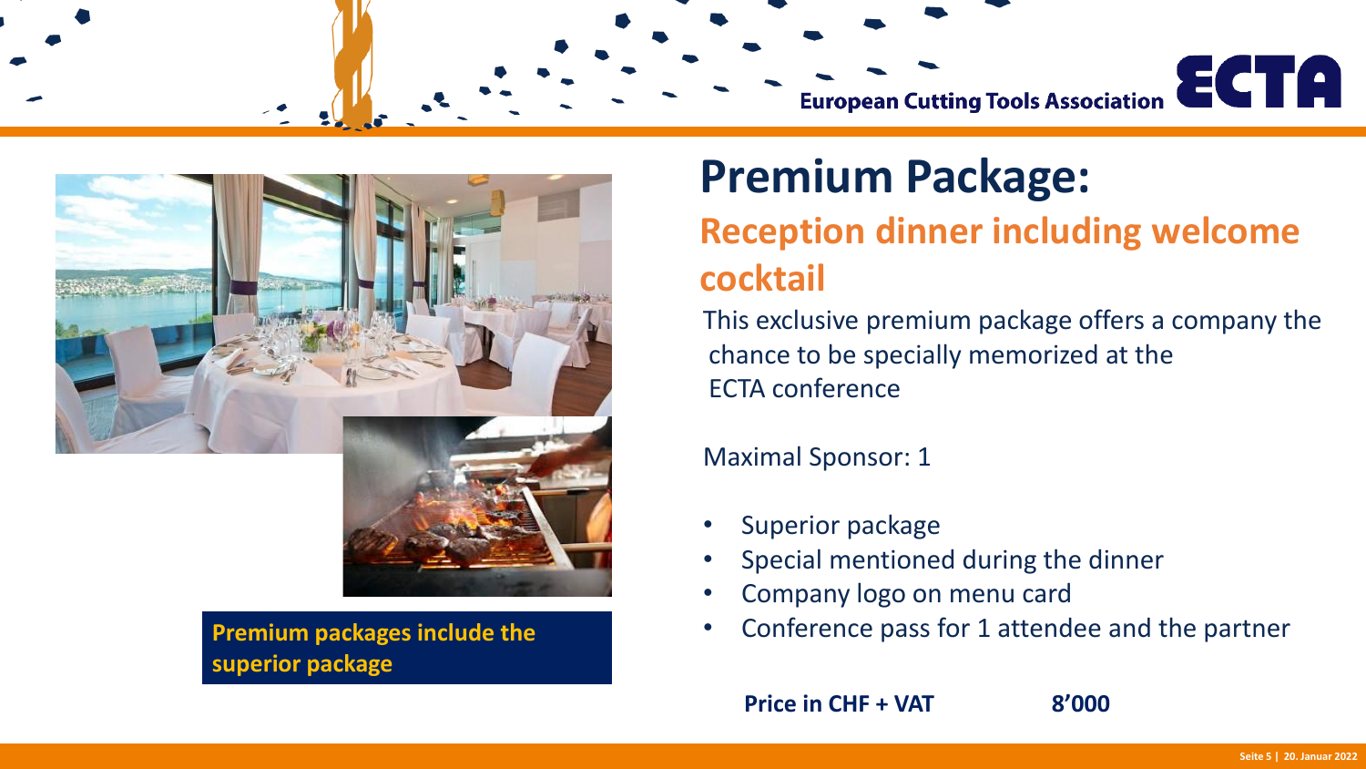# Premium Package:

## Reception dinner including welcome cocktail

This exclusive premium package offers a company the chance to be specially memorized at the ECTA conference

Maximal Sponsor: 1

- Superior package
- Special mentioned during the dinner
- Company logo on menu card
- Conference pass for 1 attendee and the partner

**Price in CHF + VAT** **8’000**

**Premium packages include the superior package**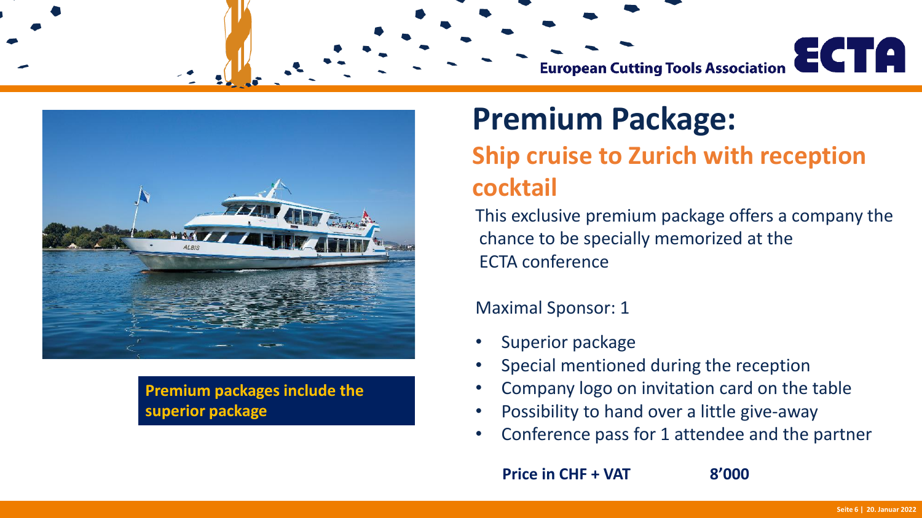# Premium Package:

## Ship cruise to Zurich with reception cocktail

This exclusive premium package offers a company the chance to be specially memorized at the ECTA conference

Maximal Sponsor: 1

- Superior package
- Special mentioned during the reception
- Company logo on invitation card on the table
- Possibility to hand over a little give-away
- Conference pass for 1 attendee and the partner

**Price in CHF + VAT** **8’000**

**Premium packages include the superior package**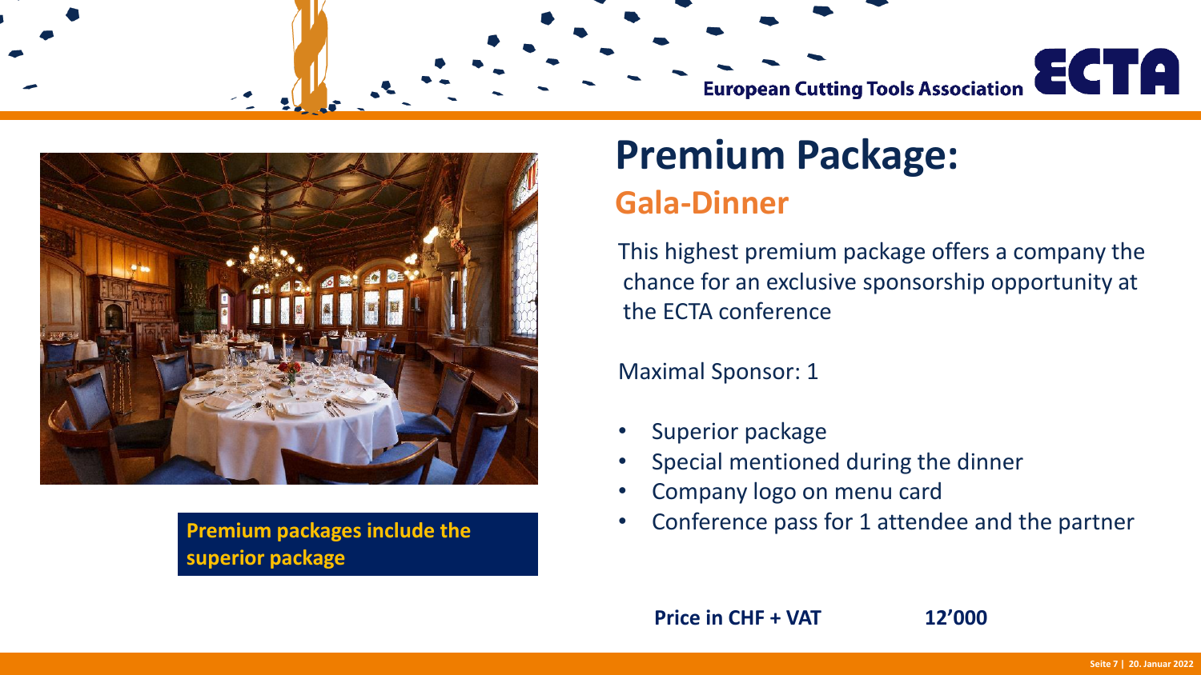# Premium Package:

## Gala-Dinner

This highest premium package offers a company the chance for an exclusive sponsorship opportunity at the ECTA conference

Maximal Sponsor: 1

- Superior package
- Special mentioned during the dinner
- Company logo on menu card
- Conference pass for 1 attendee and the partner

**Premium packages include the superior package**

**Price in CHF + VAT** **12’000**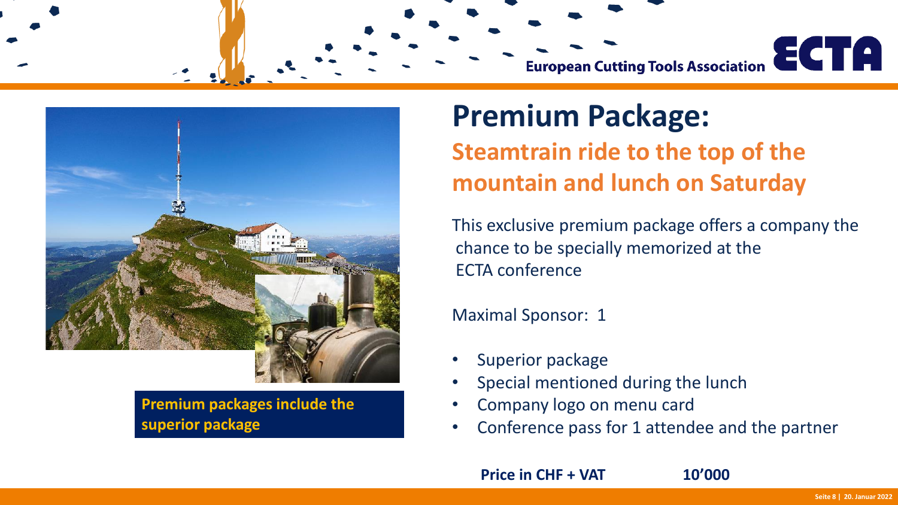# Premium Package:

## Steamtrain ride to the top of the mountain and lunch on Saturday

This exclusive premium package offers a company the chance to be specially memorized at the ECTA conference

Maximal Sponsor: 1

- Superior package
- Special mentioned during the lunch
- Company logo on menu card
- Conference pass for 1 attendee and the partner

**Price in CHF + VAT** **10'000**

**Premium packages include the superior package**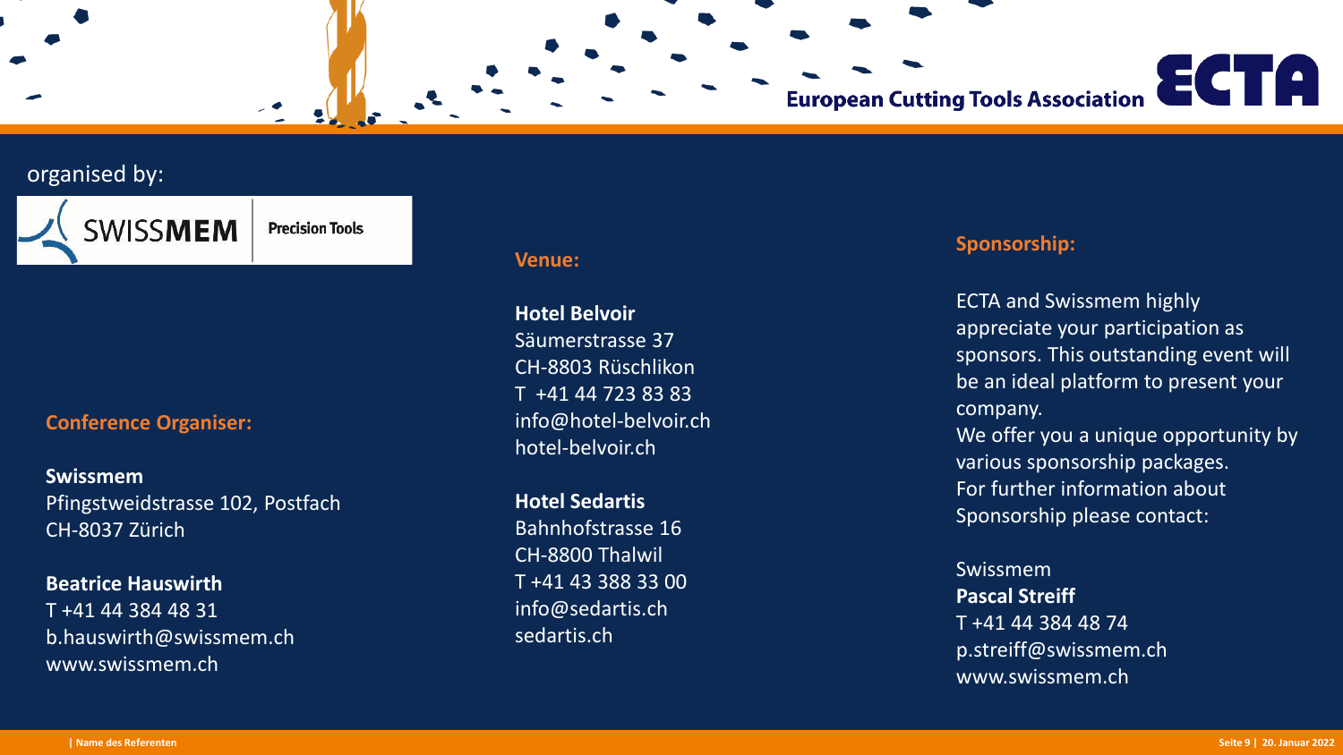European Cutting Tools Association ECTA

organised by:

SWISSMEM Precision Tools

**Conference Organiser:**

**Swissmem**
Pfingstweidstrasse 102, Postfach
CH-8037 Zürich

**Beatrice Hauswirth**
T +41 44 384 48 31
b.hauswirth@swissmem.ch
www.swissmem.ch

**Venue:**

**Hotel Belvoir**
Säumerstrasse 37
CH-8803 Rüschlikon
T +41 44 723 83 83
info@hotel-belvoir.ch
hotel-belvoir.ch

**Hotel Sedartis**
Bahnhofstrasse 16
CH-8800 Thalwil
T +41 43 388 33 00
info@sedartis.ch
sedartis.ch

**Sponsorship:**

ECTA and Swissmem highly appreciate your participation as sponsors. This outstanding event will be an ideal platform to present your company.
We offer you a unique opportunity by various sponsorship packages.
For further information about Sponsorship please contact:

Swissmem
**Pascal Streiff**
T +41 44 384 48 74
p.streiff@swissmem.ch
www.swissmem.ch